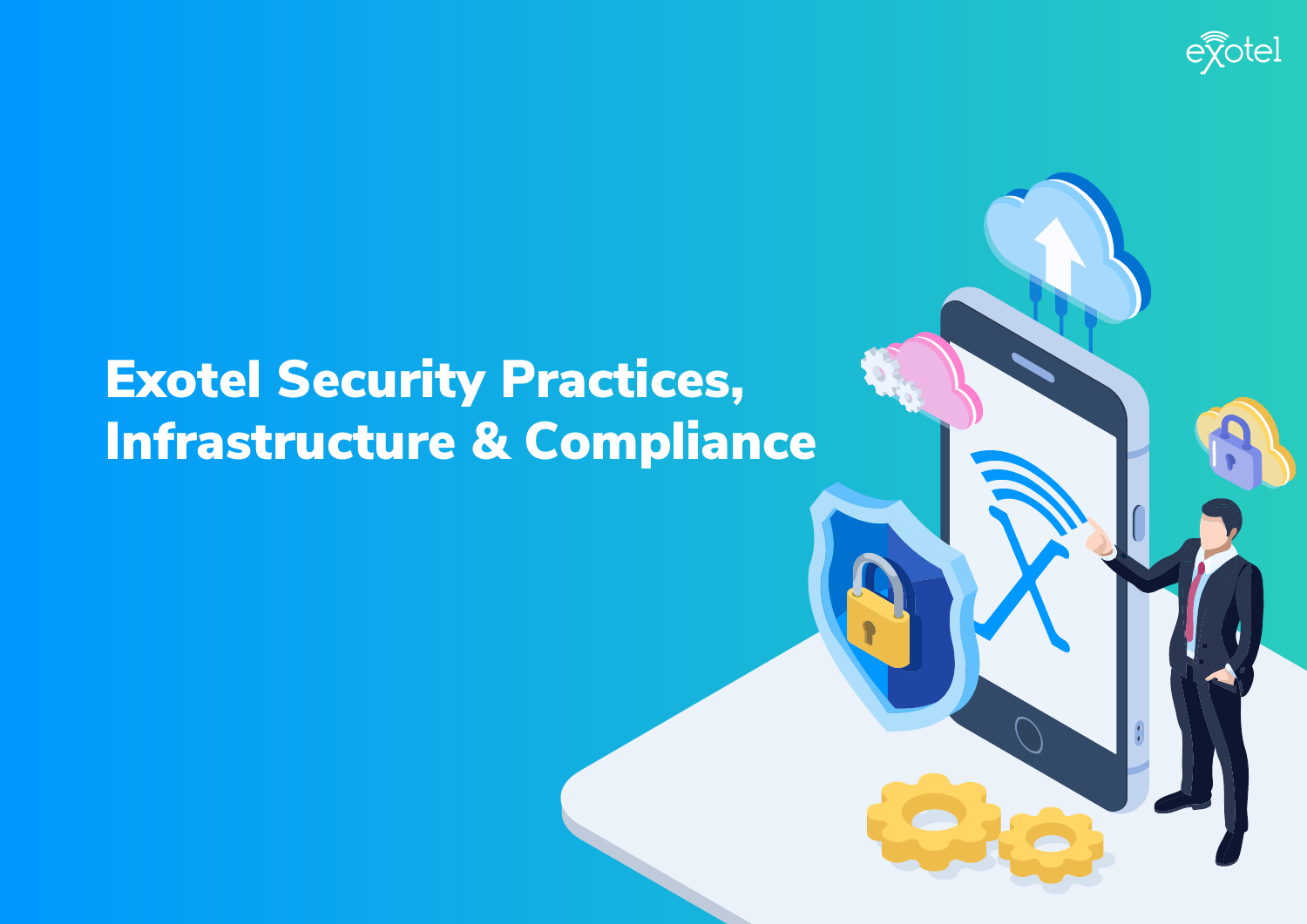# Exotel Security Practices, Infrastructure & Compliance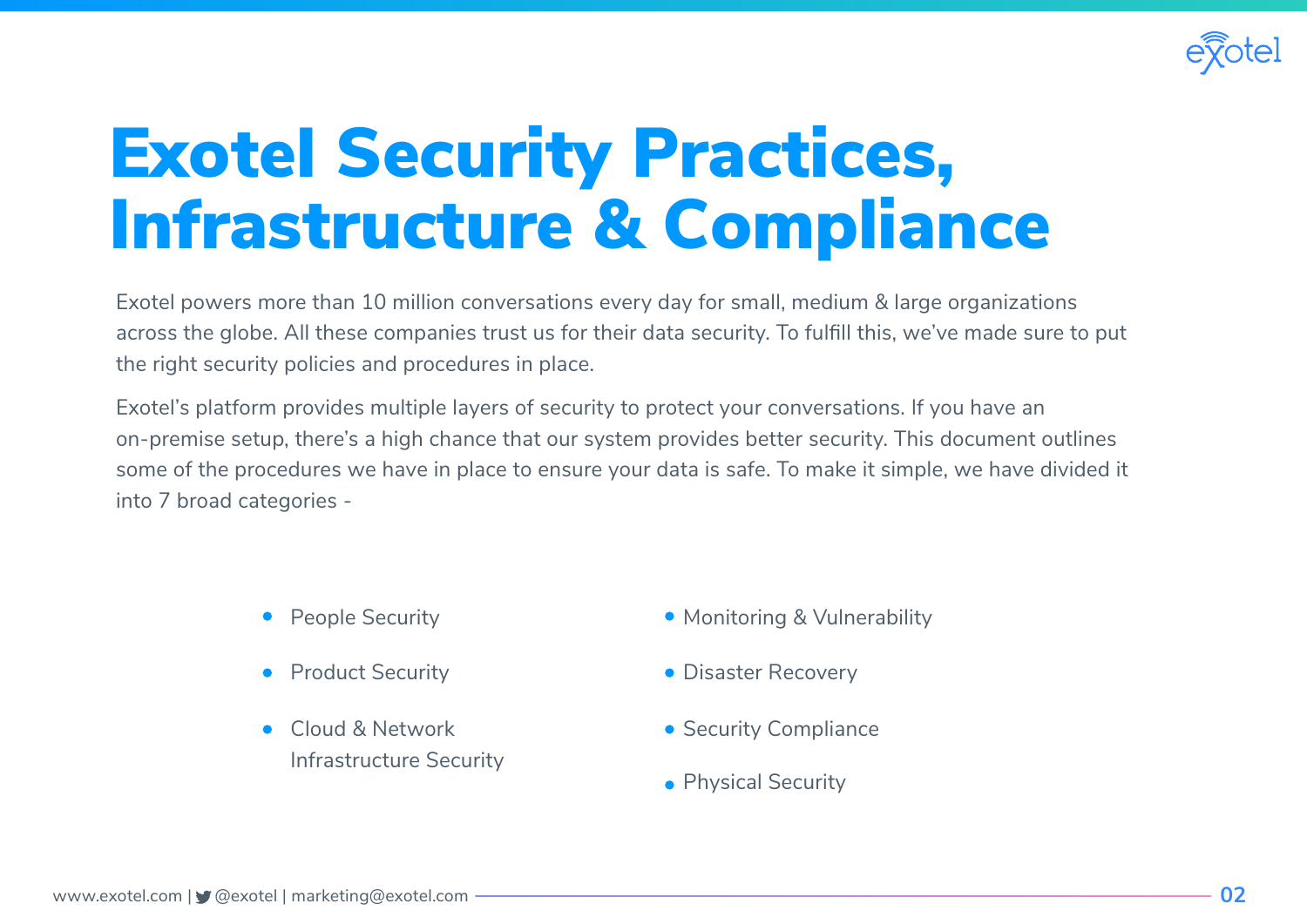# Exotel Security Practices, Infrastructure & Compliance

Exotel powers more than 10 million conversations every day for small, medium & large organizations across the globe. All these companies trust us for their data security. To fulfill this, we've made sure to put the right security policies and procedures in place.

Exotel's platform provides multiple layers of security to protect your conversations. If you have an on-premise setup, there's a high chance that our system provides better security. This document outlines some of the procedures we have in place to ensure your data is safe. To make it simple, we have divided it into 7 broad categories -

- People Security
- Product Security
- Cloud & Network Infrastructure Security
- Monitoring & Vulnerability
- Disaster Recovery
- Security Compliance
- Physical Security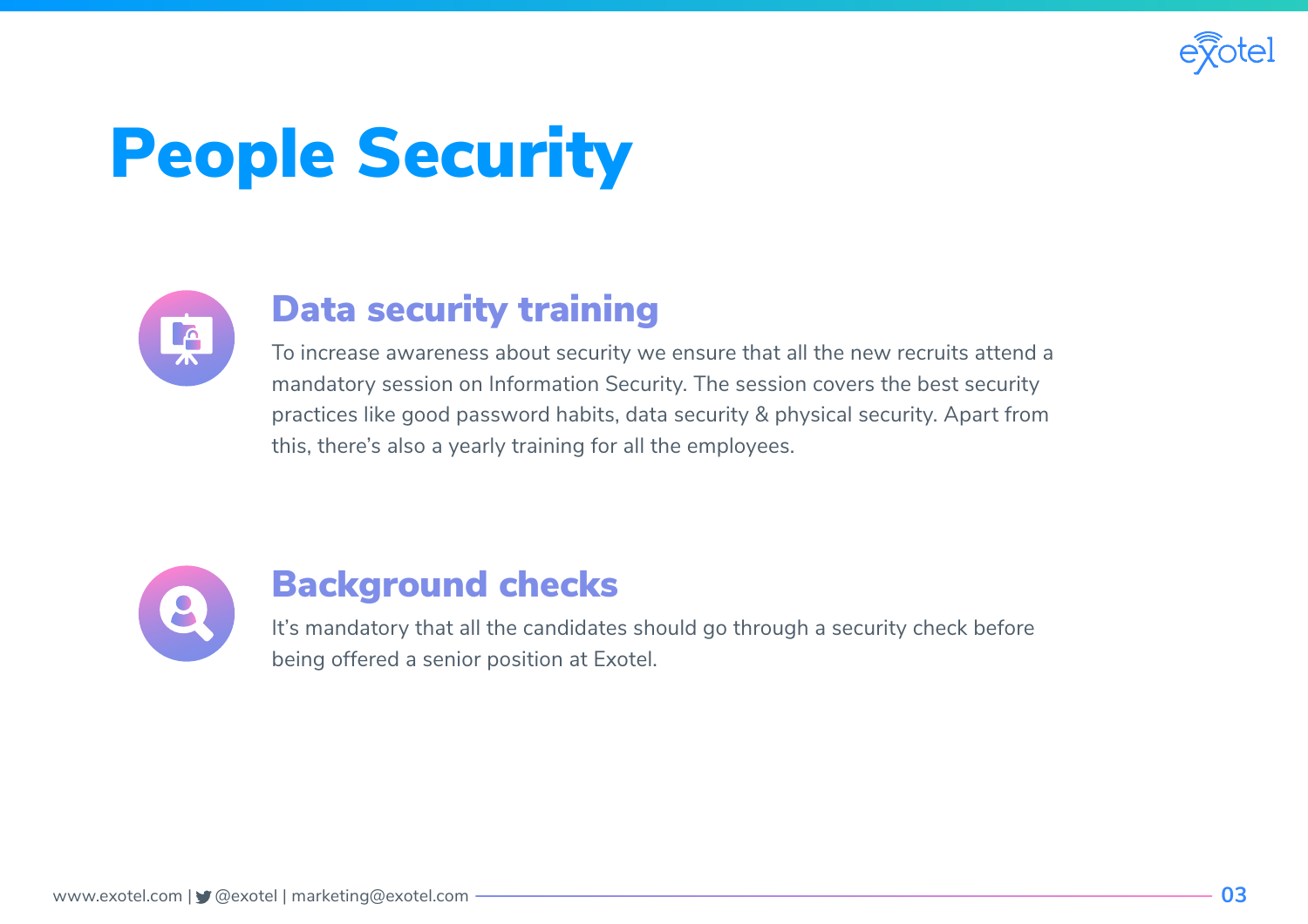# People Security

## Data security training

To increase awareness about security we ensure that all the new recruits attend a mandatory session on Information Security. The session covers the best security practices like good password habits, data security & physical security. Apart from this, there's also a yearly training for all the employees.

## Background checks

It's mandatory that all the candidates should go through a security check before being offered a senior position at Exotel.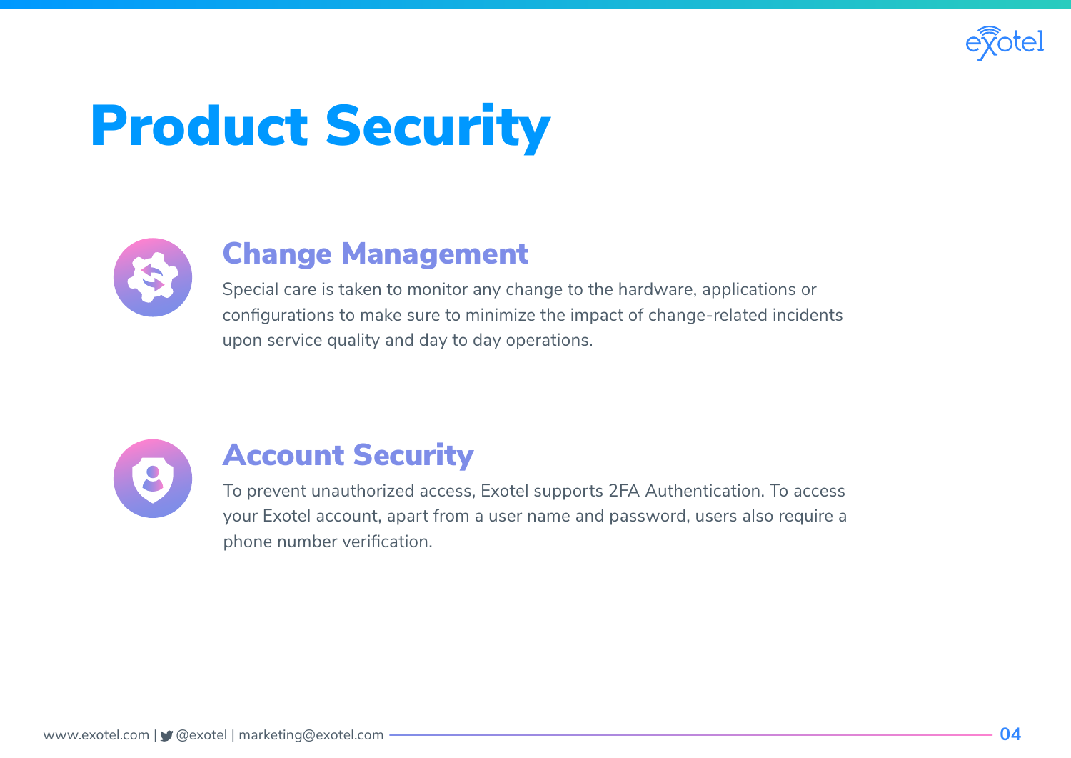# Product Security

## Change Management

Special care is taken to monitor any change to the hardware, applications or configurations to make sure to minimize the impact of change-related incidents upon service quality and day to day operations.

## Account Security

To prevent unauthorized access, Exotel supports 2FA Authentication. To access your Exotel account, apart from a user name and password, users also require a phone number verification.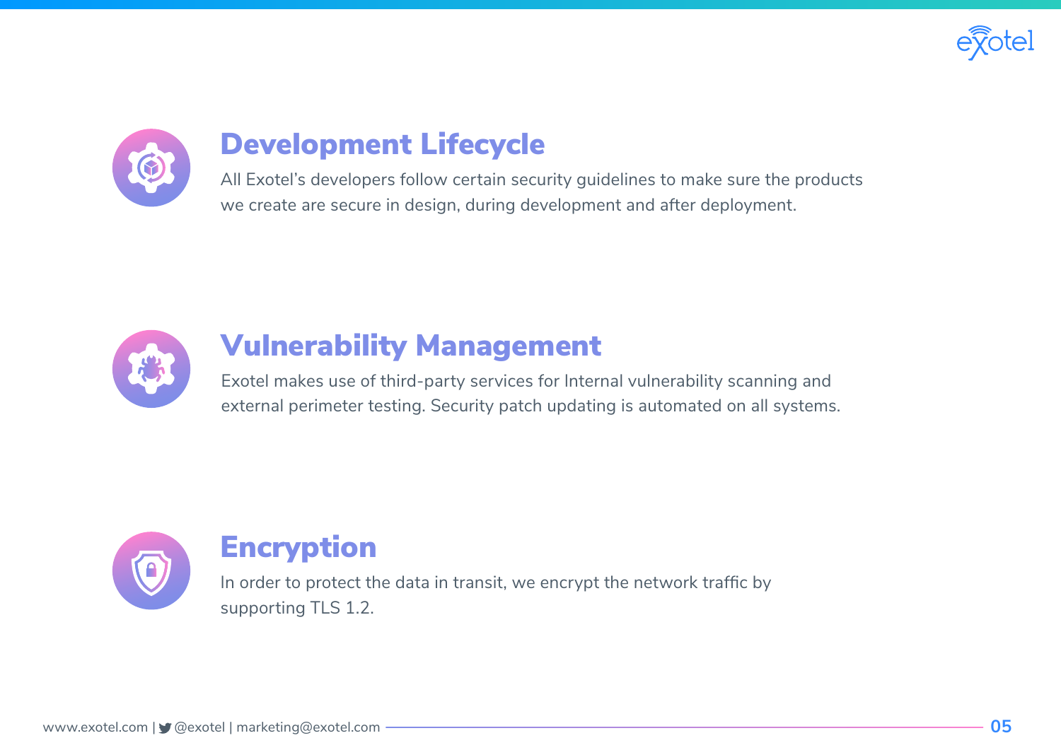## Development Lifecycle

All Exotel's developers follow certain security guidelines to make sure the products we create are secure in design, during development and after deployment.

## Vulnerability Management

Exotel makes use of third-party services for Internal vulnerability scanning and external perimeter testing. Security patch updating is automated on all systems.

## Encryption

In order to protect the data in transit, we encrypt the network traffic by supporting TLS 1.2.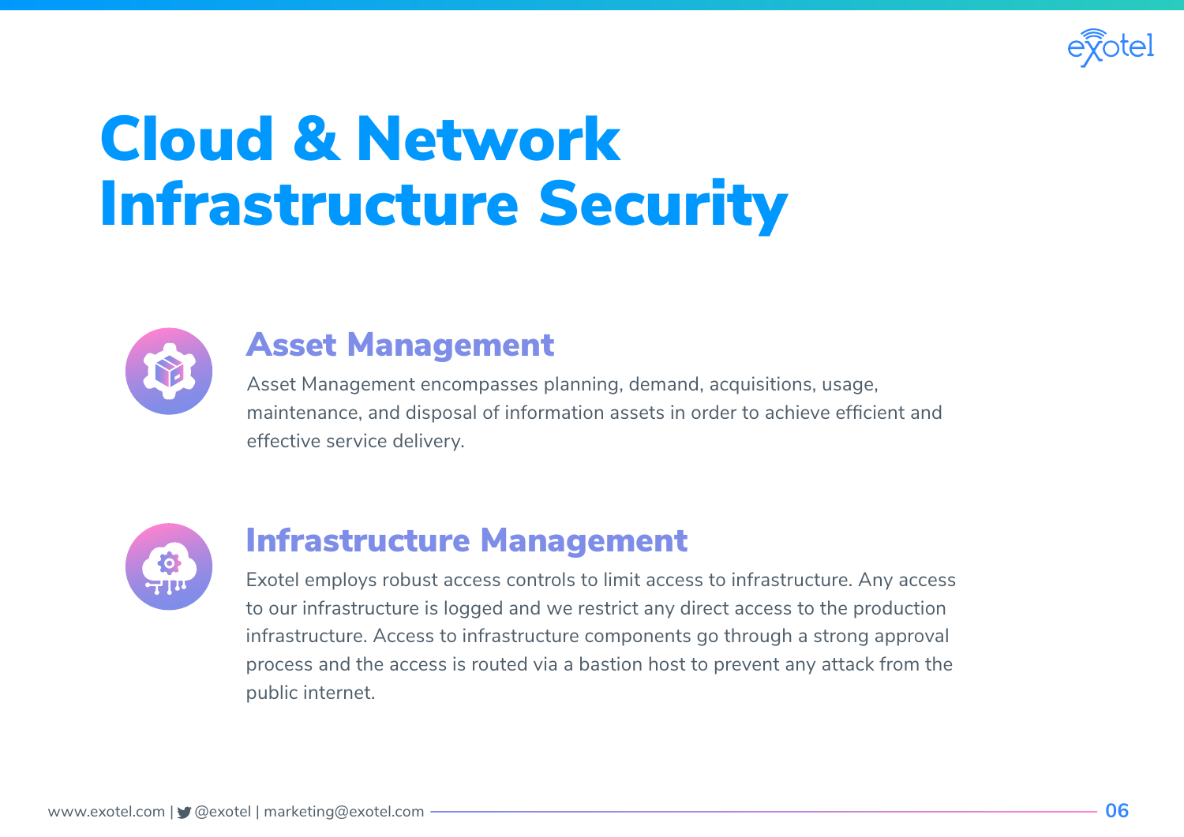# Cloud & Network Infrastructure Security

## Asset Management

Asset Management encompasses planning, demand, acquisitions, usage, maintenance, and disposal of information assets in order to achieve efficient and effective service delivery.

## Infrastructure Management

Exotel employs robust access controls to limit access to infrastructure. Any access to our infrastructure is logged and we restrict any direct access to the production infrastructure. Access to infrastructure components go through a strong approval process and the access is routed via a bastion host to prevent any attack from the public internet.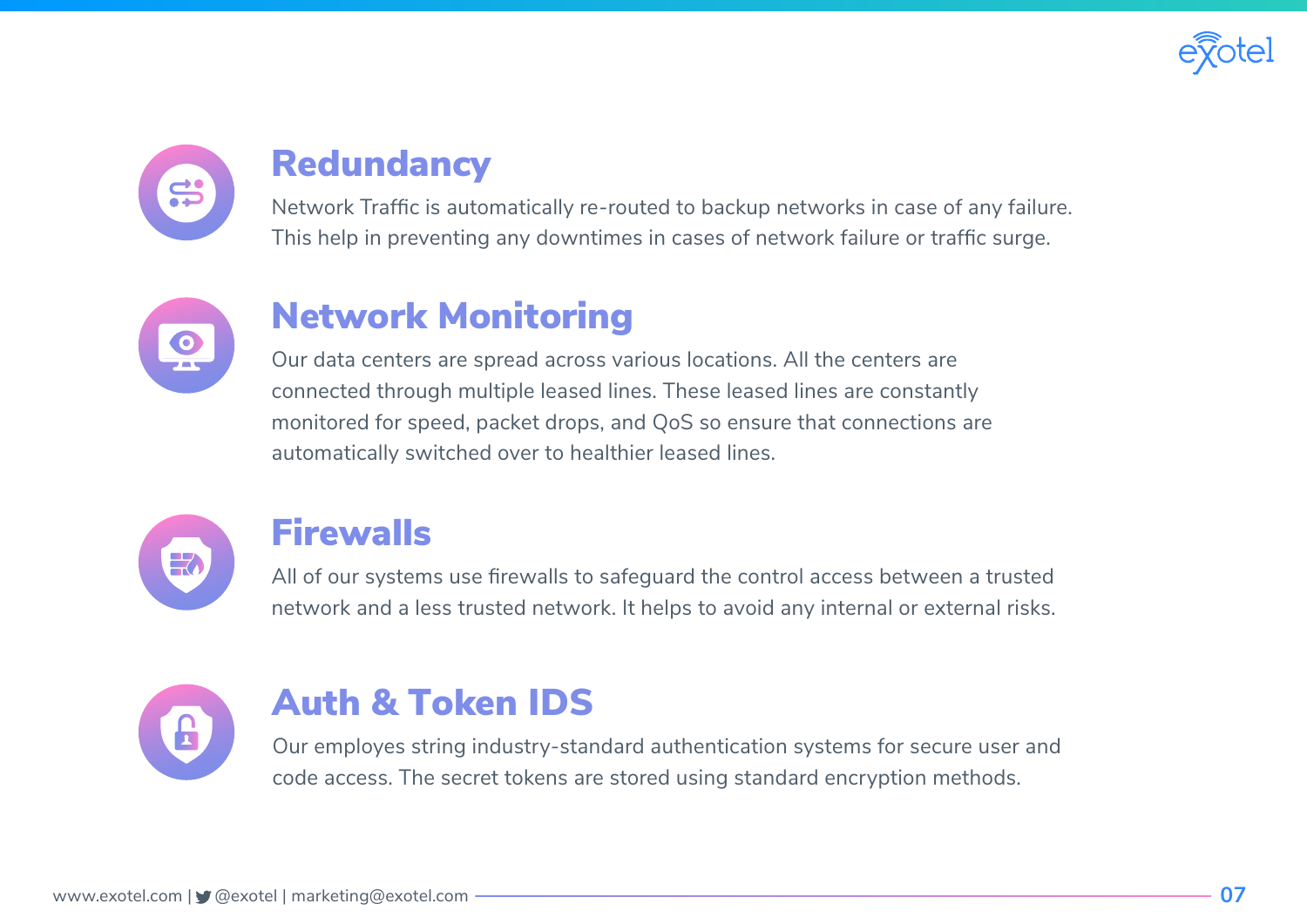## Redundancy

Network Traffic is automatically re-routed to backup networks in case of any failure. This help in preventing any downtimes in cases of network failure or traffic surge.

## Network Monitoring

Our data centers are spread across various locations. All the centers are connected through multiple leased lines. These leased lines are constantly monitored for speed, packet drops, and QoS so ensure that connections are automatically switched over to healthier leased lines.

## Firewalls

All of our systems use firewalls to safeguard the control access between a trusted network and a less trusted network. It helps to avoid any internal or external risks.

## Auth & Token IDS

Our employes string industry-standard authentication systems for secure user and code access. The secret tokens are stored using standard encryption methods.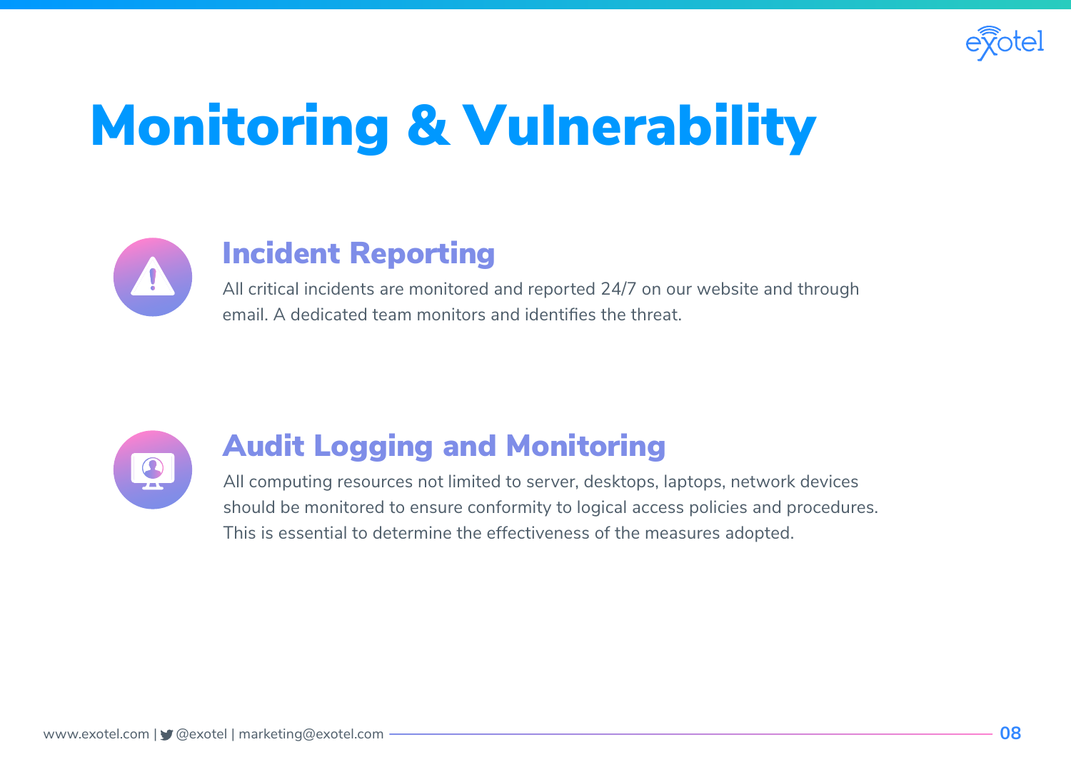# Monitoring & Vulnerability

## Incident Reporting

All critical incidents are monitored and reported 24/7 on our website and through email. A dedicated team monitors and identifies the threat.

## Audit Logging and Monitoring

All computing resources not limited to server, desktops, laptops, network devices should be monitored to ensure conformity to logical access policies and procedures. This is essential to determine the effectiveness of the measures adopted.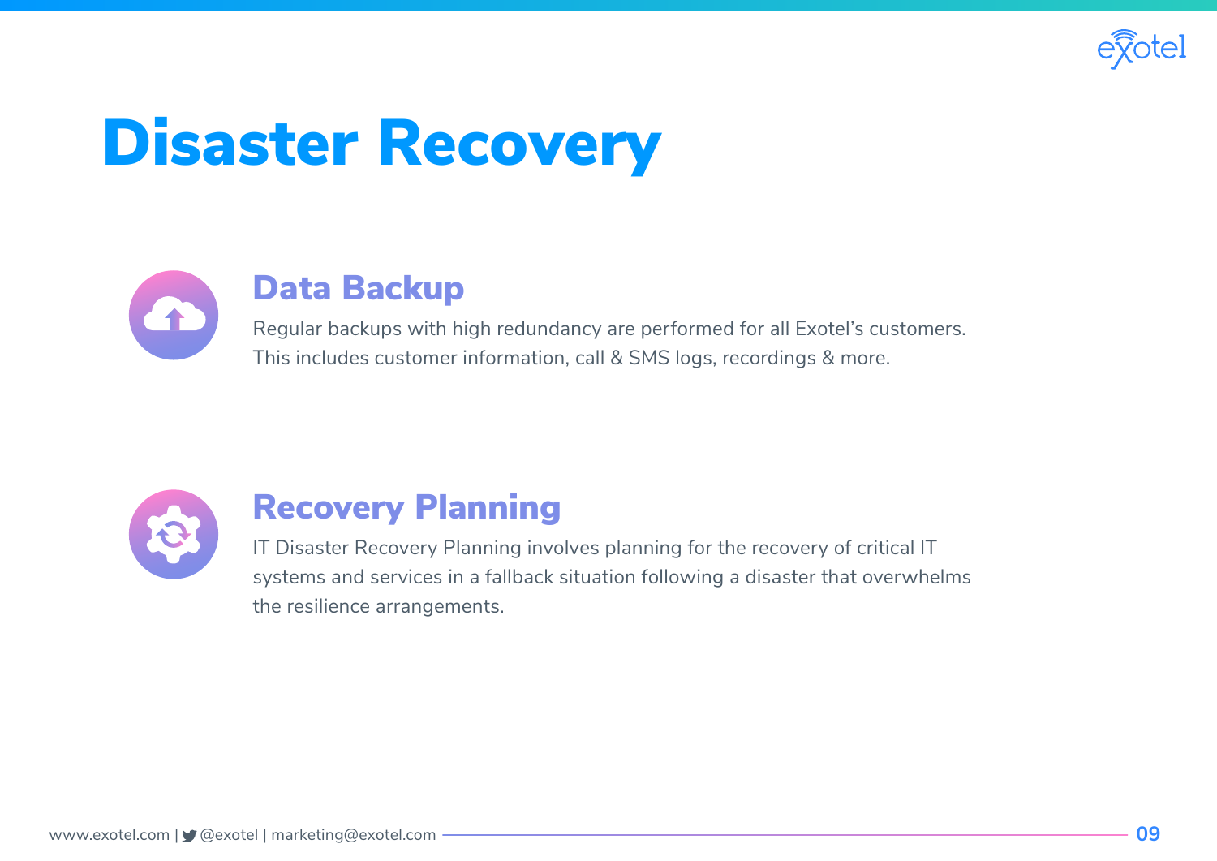# Disaster Recovery

## Data Backup

Regular backups with high redundancy are performed for all Exotel's customers. This includes customer information, call & SMS logs, recordings & more.

## Recovery Planning

IT Disaster Recovery Planning involves planning for the recovery of critical IT systems and services in a fallback situation following a disaster that overwhelms the resilience arrangements.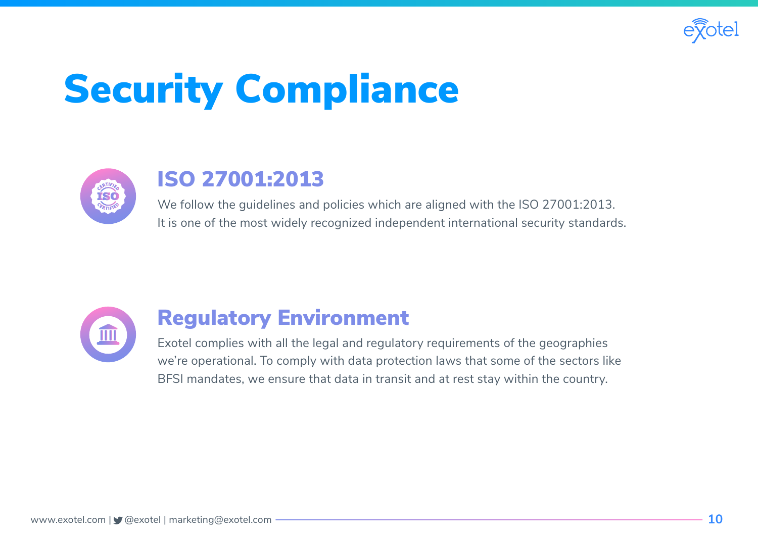# Security Compliance

## ISO 27001:2013

We follow the guidelines and policies which are aligned with the ISO 27001:2013. It is one of the most widely recognized independent international security standards.

## Regulatory Environment

Exotel complies with all the legal and regulatory requirements of the geographies we're operational. To comply with data protection laws that some of the sectors like BFSI mandates, we ensure that data in transit and at rest stay within the country.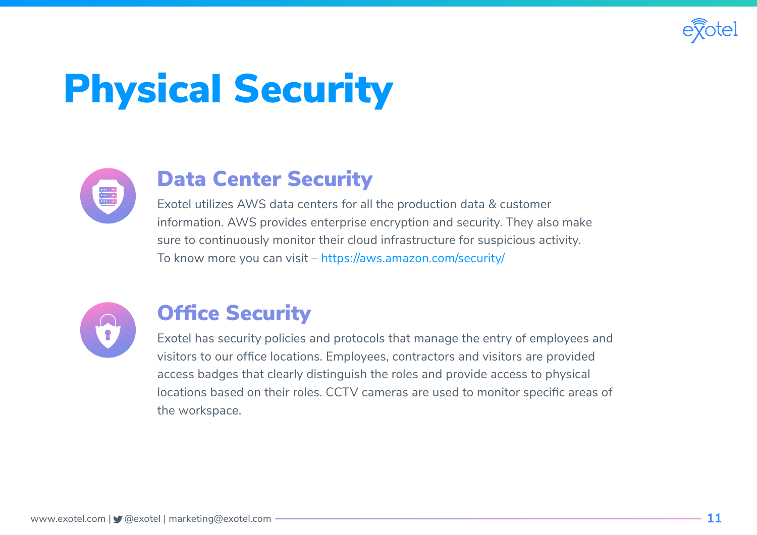# Physical Security

## Data Center Security

Exotel utilizes AWS data centers for all the production data & customer information. AWS provides enterprise encryption and security. They also make sure to continuously monitor their cloud infrastructure for suspicious activity. To know more you can visit – https://aws.amazon.com/security/

## Office Security

Exotel has security policies and protocols that manage the entry of employees and visitors to our office locations. Employees, contractors and visitors are provided access badges that clearly distinguish the roles and provide access to physical locations based on their roles. CCTV cameras are used to monitor specific areas of the workspace.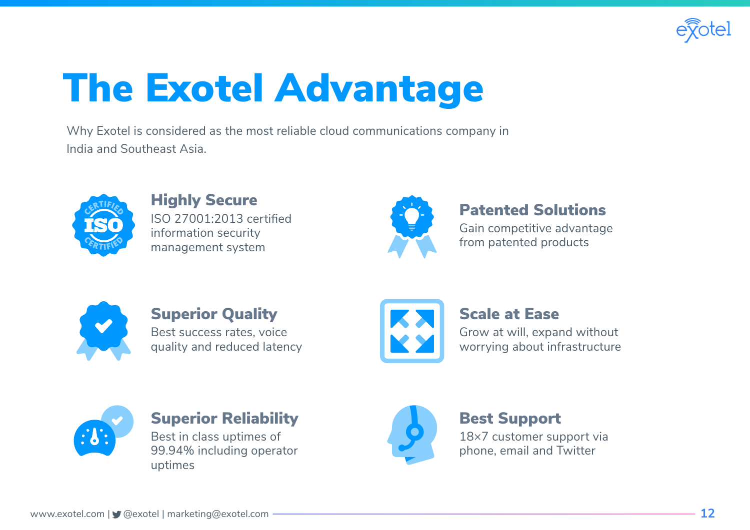# The Exotel Advantage

Why Exotel is considered as the most reliable cloud communications company in India and Southeast Asia.

### Highly Secure

ISO 27001:2013 certified information security management system

### Patented Solutions

Gain competitive advantage from patented products

### Superior Quality

Best success rates, voice quality and reduced latency

### Scale at Ease

Grow at will, expand without worrying about infrastructure

### Superior Reliability

Best in class uptimes of 99.94% including operator uptimes

### Best Support

18×7 customer support via phone, email and Twitter